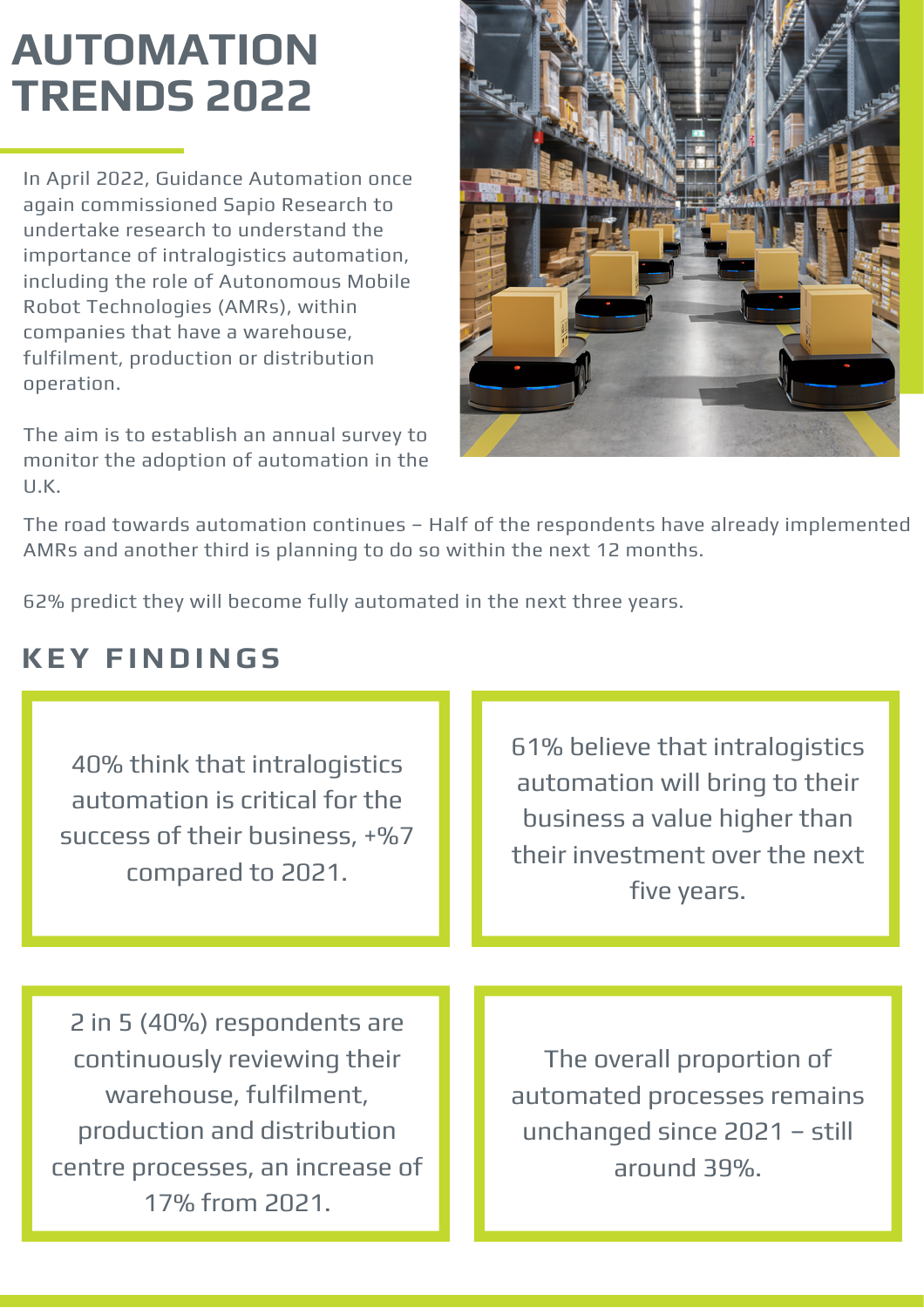# AUTOMATION TRENDS 2022

In April 2022, Guidance Automation once again commissioned Sapio Research to undertake research to understand the importance of intralogistics automation, including the role of Autonomous Mobile Robot Technologies (AMRs), within companies that have a warehouse, fulfilment, production or distribution operation.

The aim is to establish an annual survey to monitor the adoption of automation in the U.K.

The road towards automation continues – Half of the respondents have already implemented AMRs and another third is planning to do so within the next 12 months.

62% predict they will become fully automated in the next three years.

## KEY FINDINGS

40% think that intralogistics automation is critical for the success of their business, +%7 compared to 2021.

61% believe that intralogistics automation will bring to their business a value higher than their investment over the next five years.

2 in 5 (40%) respondents are continuously reviewing their warehouse, fulfilment, production and distribution centre processes, an increase of 17% from 2021.

The overall proportion of automated processes remains unchanged since 2021 – still around 39%.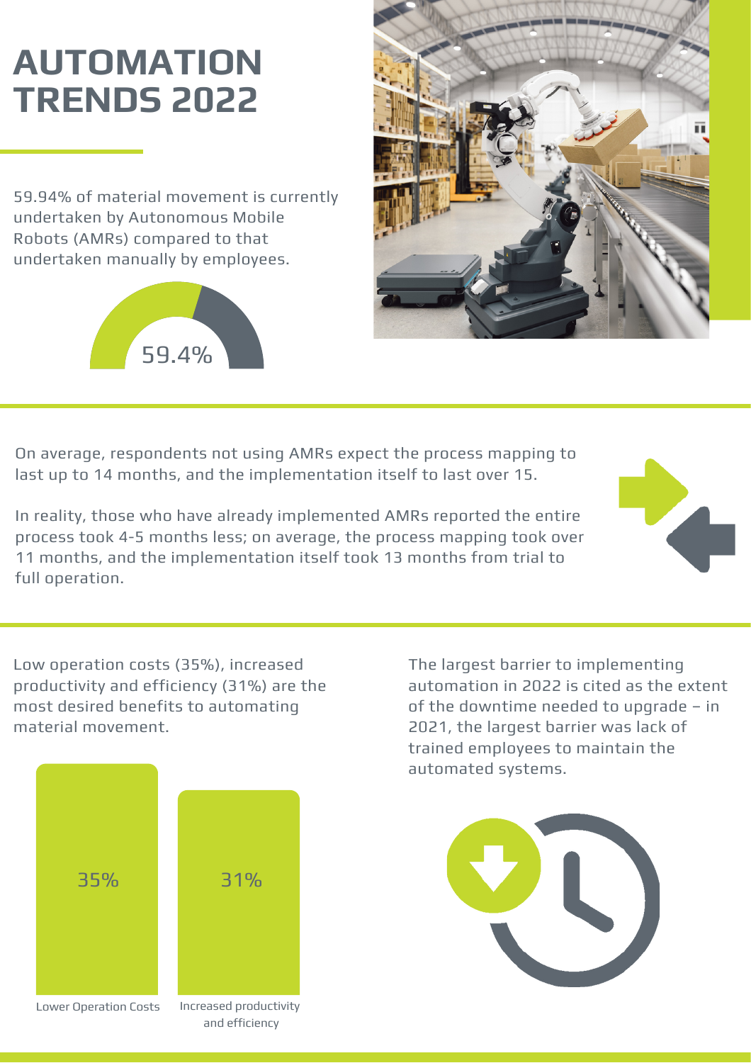# AUTOMATION TRENDS 2022

59.94% of material movement is currently undertaken by Autonomous Mobile Robots (AMRs) compared to that undertaken manually by employees.

59.4%

On average, respondents not using AMRs expect the process mapping to last up to 14 months, and the implementation itself to last over 15.

In reality, those who have already implemented AMRs reported the entire process took 4-5 months less; on average, the process mapping took over 11 months, and the implementation itself took 13 months from trial to full operation.

Low operation costs (35%), increased productivity and efficiency (31%) are the most desired benefits to automating material movement.

| Lower Operation Costs | Increased productivity and efficiency |
| --- | --- |
| 35% | 31% |

The largest barrier to implementing automation in 2022 is cited as the extent of the downtime needed to upgrade – in 2021, the largest barrier was lack of trained employees to maintain the automated systems.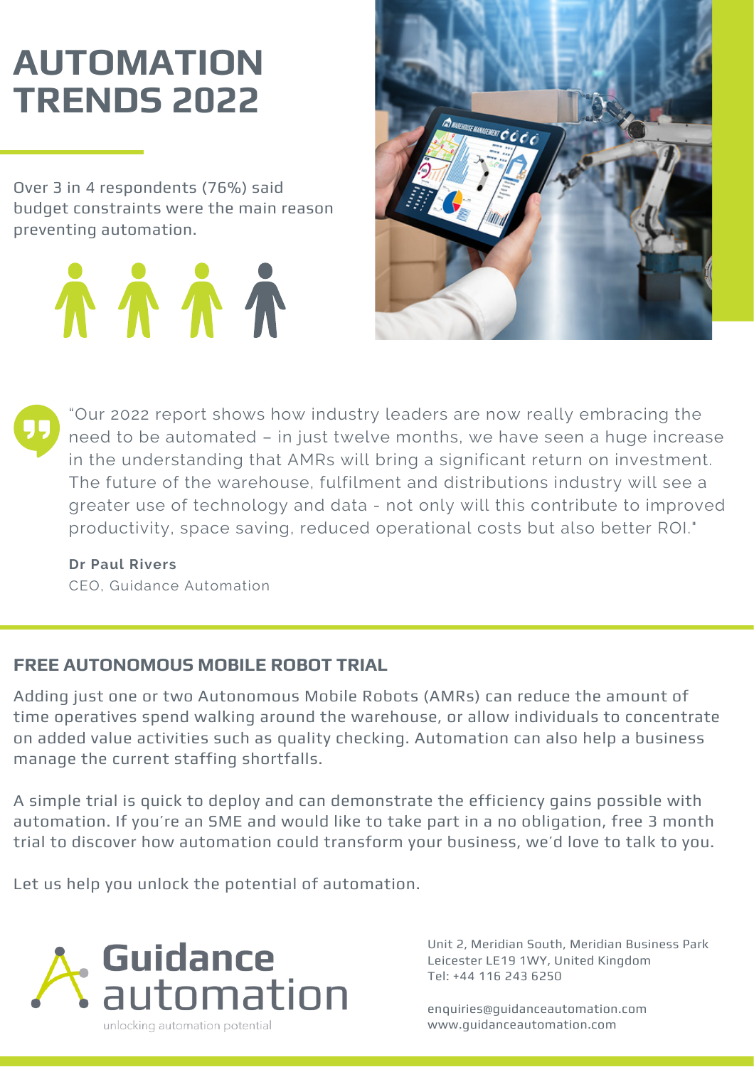# AUTOMATION TRENDS 2022

Over 3 in 4 respondents (76%) said budget constraints were the main reason preventing automation.

"Our 2022 report shows how industry leaders are now really embracing the need to be automated – in just twelve months, we have seen a huge increase in the understanding that AMRs will bring a significant return on investment. The future of the warehouse, fulfilment and distributions industry will see a greater use of technology and data - not only will this contribute to improved productivity, space saving, reduced operational costs but also better ROI."

**Dr Paul Rivers**
CEO, Guidance Automation

## FREE AUTONOMOUS MOBILE ROBOT TRIAL

Adding just one or two Autonomous Mobile Robots (AMRs) can reduce the amount of time operatives spend walking around the warehouse, or allow individuals to concentrate on added value activities such as quality checking. Automation can also help a business manage the current staffing shortfalls.

A simple trial is quick to deploy and can demonstrate the efficiency gains possible with automation. If you're an SME and would like to take part in a no obligation, free 3 month trial to discover how automation could transform your business, we'd love to talk to you.

Let us help you unlock the potential of automation.

Guidance automation
unlocking automation potential

Unit 2, Meridian South, Meridian Business Park
Leicester LE19 1WY, United Kingdom
Tel: +44 116 243 6250

enquiries@guidanceautomation.com
www.guidanceautomation.com